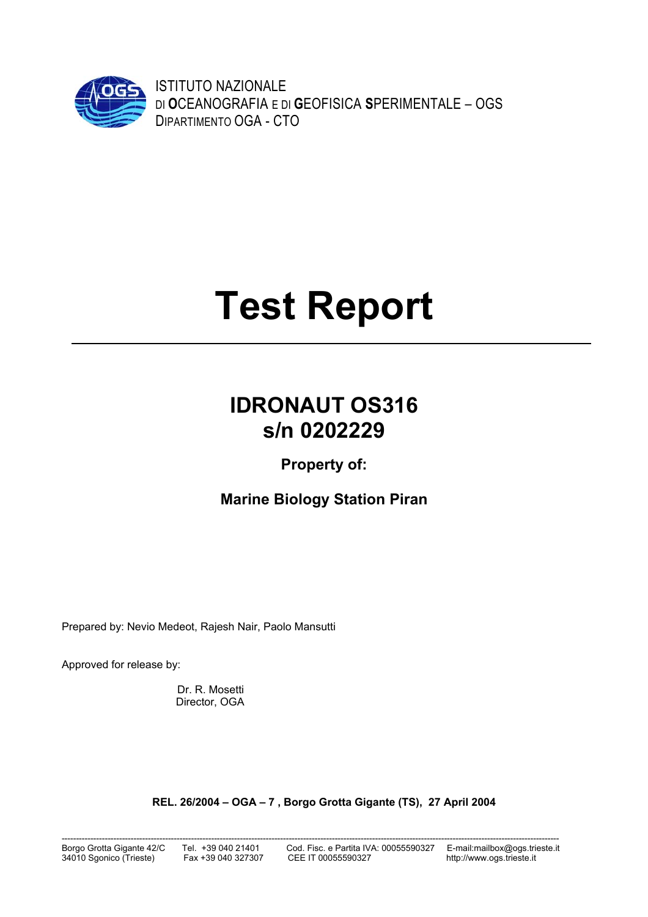ISTITUTO NAZIONALE
DI OCEANOGRAFIA E DI GEOFISICA SPERIMENTALE – OGS
DIPARTIMENTO OGA - CTO

# Test Report

---

## IDRONAUT OS316
## s/n 0202229

### Property of:

### Marine Biology Station Piran

Prepared by: Nevio Medeot, Rajesh Nair, Paolo Mansutti

Approved for release by:

Dr. R. Mosetti
Director, OGA

**REL. 26/2004 – OGA – 7 , Borgo Grotta Gigante (TS), 27 April 2004**

---

Borgo Grotta Gigante 42/C
34010 Sgonico (Trieste)

Tel. +39 040 21401
Fax +39 040 327307

Cod. Fisc. e Partita IVA: 00055590327
CEE IT 00055590327

E-mail:mailbox@ogs.trieste.it
http://www.ogs.trieste.it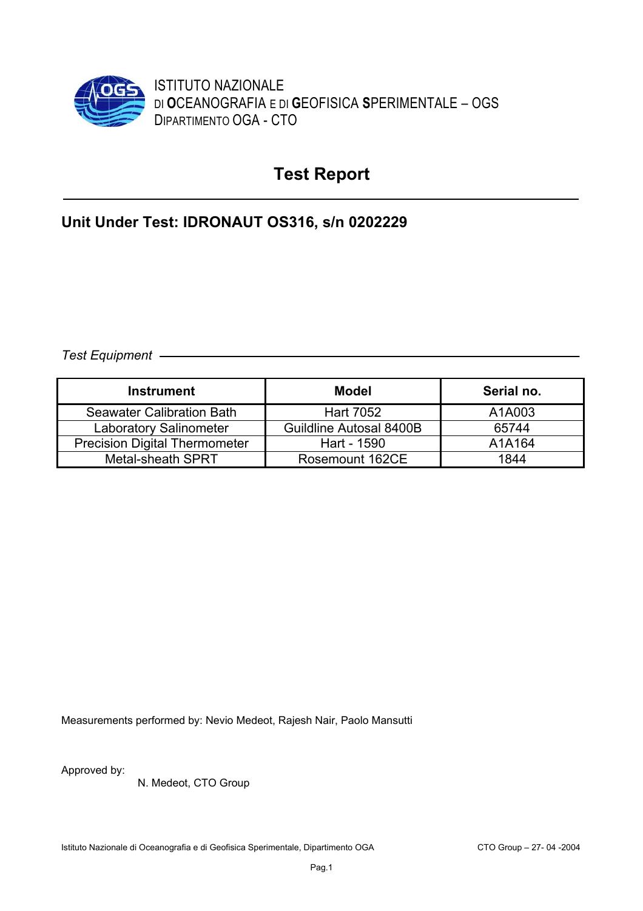ISTITUTO NAZIONALE
DI **O**CEANOGRAFIA E DI **G**EOFISICA **S**PERIMENTALE – OGS
DIPARTIMENTO OGA - CTO

# Test Report

## Unit Under Test: IDRONAUT OS316, s/n 0202229

*Test Equipment*

| Instrument | Model | Serial no. |
|---|---|---|
| Seawater Calibration Bath | Hart 7052 | A1A003 |
| Laboratory Salinometer | Guildline Autosal 8400B | 65744 |
| Precision Digital Thermometer | Hart - 1590 | A1A164 |
| Metal-sheath SPRT | Rosemount 162CE | 1844 |

Measurements performed by: Nevio Medeot, Rajesh Nair, Paolo Mansutti

Approved by:

N. Medeot, CTO Group

Istituto Nazionale di Oceanografia e di Geofisica Sperimentale, Dipartimento OGA

CTO Group – 27- 04 -2004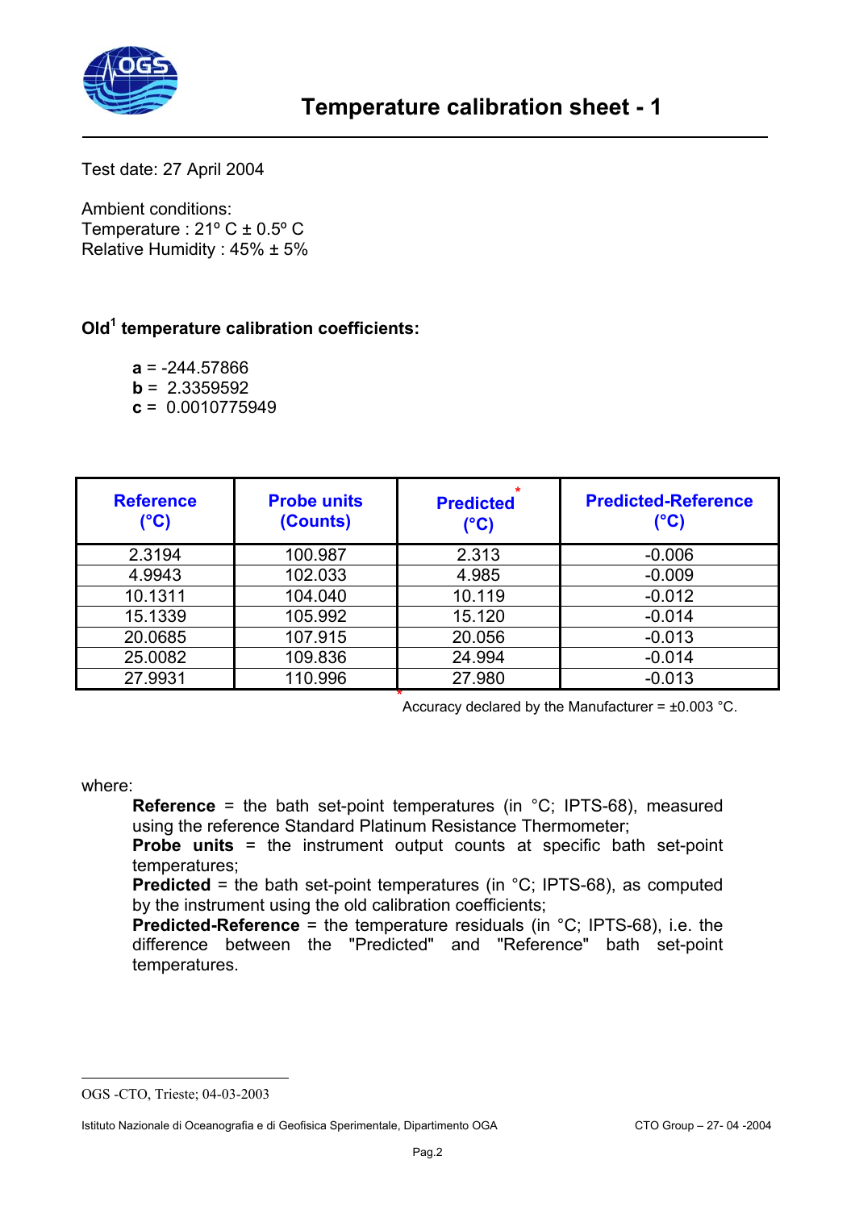# Temperature calibration sheet - 1

Test date: 27 April 2004

Ambient conditions:
Temperature : 21º C ± 0.5º C
Relative Humidity : 45% ± 5%

**Old[1] temperature calibration coefficients:**

**a** = -244.57866
**b** = 2.3359592
**c** = 0.0010775949

| Reference (°C) | Probe units (Counts) | Predicted* (°C) | Predicted-Reference (°C) |
|---|---|---|---|
| 2.3194 | 100.987 | 2.313 | -0.006 |
| 4.9943 | 102.033 | 4.985 | -0.009 |
| 10.1311 | 104.040 | 10.119 | -0.012 |
| 15.1339 | 105.992 | 15.120 | -0.014 |
| 20.0685 | 107.915 | 20.056 | -0.013 |
| 25.0082 | 109.836 | 24.994 | -0.014 |
| 27.9931 | 110.996 | 27.980 | -0.013 |

* Accuracy declared by the Manufacturer = ±0.003 °C.

where:

**Reference** = the bath set-point temperatures (in °C; IPTS-68), measured using the reference Standard Platinum Resistance Thermometer;
**Probe units** = the instrument output counts at specific bath set-point temperatures;
**Predicted** = the bath set-point temperatures (in °C; IPTS-68), as computed by the instrument using the old calibration coefficients;
**Predicted-Reference** = the temperature residuals (in °C; IPTS-68), i.e. the difference between the "Predicted" and "Reference" bath set-point temperatures.

[1] OGS -CTO, Trieste; 04-03-2003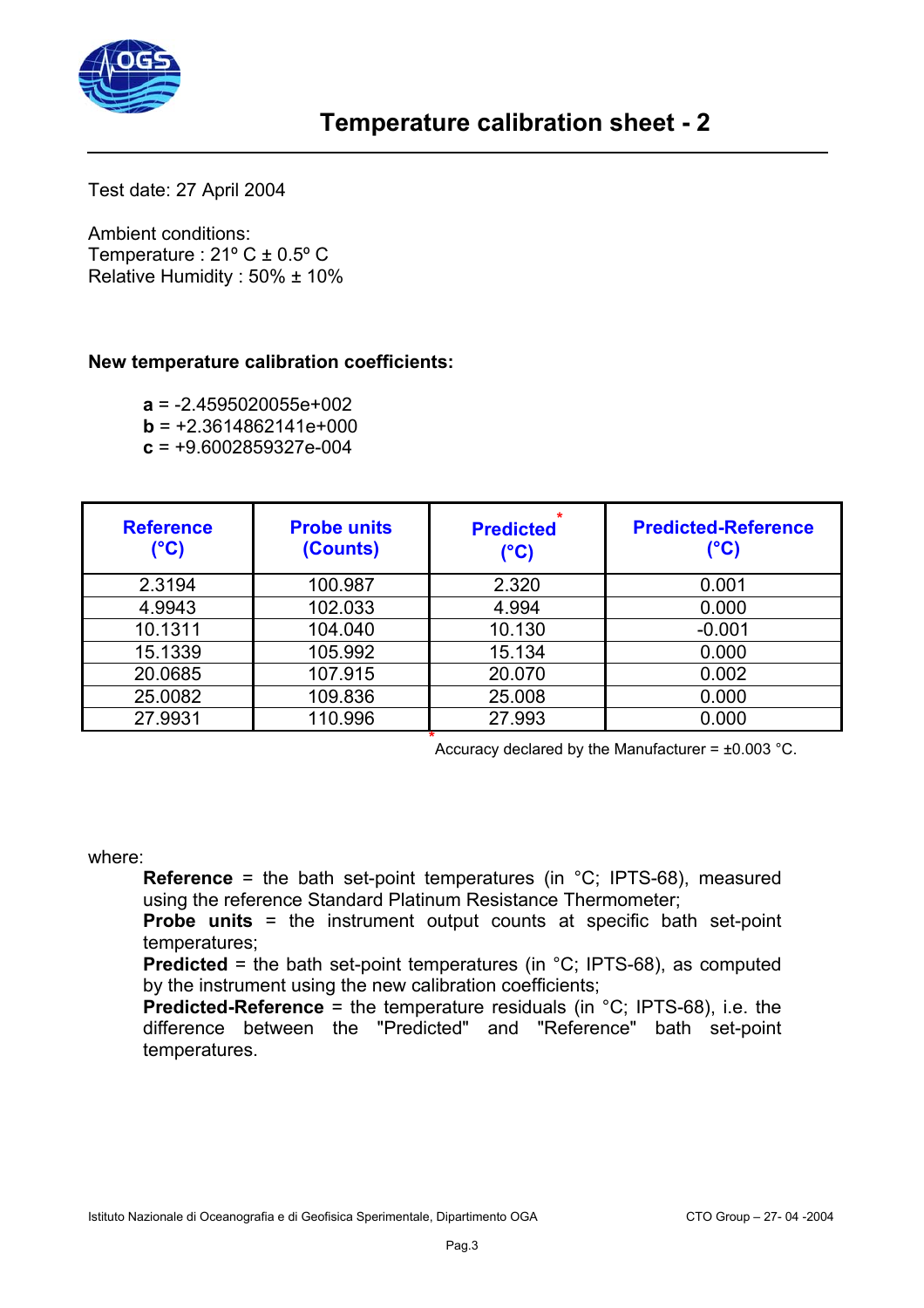# Temperature calibration sheet - 2

Test date: 27 April 2004

Ambient conditions:
Temperature : 21º C ± 0.5º C
Relative Humidity : 50% ± 10%

**New temperature calibration coefficients:**

**a** = -2.4595020055e+002
**b** = +2.3614862141e+000
**c** = +9.6002859327e-004

| Reference (°C) | Probe units (Counts) | Predicted* (°C) | Predicted-Reference (°C) |
|---|---|---|---|
| 2.3194 | 100.987 | 2.320 | 0.001 |
| 4.9943 | 102.033 | 4.994 | 0.000 |
| 10.1311 | 104.040 | 10.130 | -0.001 |
| 15.1339 | 105.992 | 15.134 | 0.000 |
| 20.0685 | 107.915 | 20.070 | 0.002 |
| 25.0082 | 109.836 | 25.008 | 0.000 |
| 27.9931 | 110.996 | 27.993 | 0.000 |

*Accuracy declared by the Manufacturer = ±0.003 °C.

where:

**Reference** = the bath set-point temperatures (in °C; IPTS-68), measured using the reference Standard Platinum Resistance Thermometer;
**Probe units** = the instrument output counts at specific bath set-point temperatures;
**Predicted** = the bath set-point temperatures (in °C; IPTS-68), as computed by the instrument using the new calibration coefficients;
**Predicted-Reference** = the temperature residuals (in °C; IPTS-68), i.e. the difference between the "Predicted" and "Reference" bath set-point temperatures.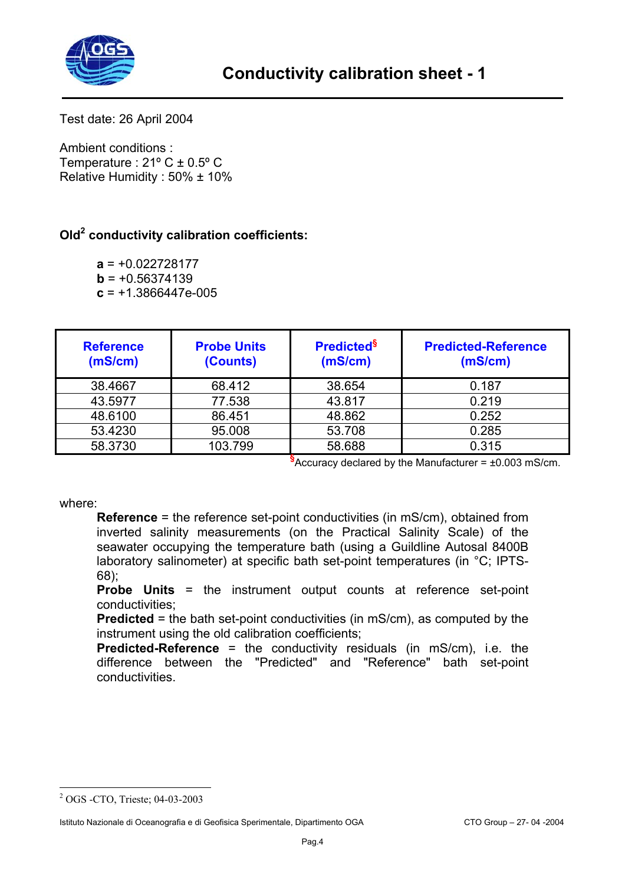# Conductivity calibration sheet - 1

Test date: 26 April 2004

Ambient conditions :
Temperature : 21º C ± 0.5º C
Relative Humidity : 50% ± 10%

**Old[2] conductivity calibration coefficients:**

**a** = +0.022728177
**b** = +0.56374139
**c** = +1.3866447e-005

| Reference (mS/cm) | Probe Units (Counts) | Predicted[§] (mS/cm) | Predicted-Reference (mS/cm) |
|---|---|---|---|
| 38.4667 | 68.412 | 38.654 | 0.187 |
| 43.5977 | 77.538 | 43.817 | 0.219 |
| 48.6100 | 86.451 | 48.862 | 0.252 |
| 53.4230 | 95.008 | 53.708 | 0.285 |
| 58.3730 | 103.799 | 58.688 | 0.315 |

[§]Accuracy declared by the Manufacturer = ±0.003 mS/cm.

where:

**Reference** = the reference set-point conductivities (in mS/cm), obtained from inverted salinity measurements (on the Practical Salinity Scale) of the seawater occupying the temperature bath (using a Guildline Autosal 8400B laboratory salinometer) at specific bath set-point temperatures (in °C; IPTS-68);
**Probe Units** = the instrument output counts at reference set-point conductivities;
**Predicted** = the bath set-point conductivities (in mS/cm), as computed by the instrument using the old calibration coefficients;
**Predicted-Reference** = the conductivity residuals (in mS/cm), i.e. the difference between the "Predicted" and "Reference" bath set-point conductivities.

[2] OGS -CTO, Trieste; 04-03-2003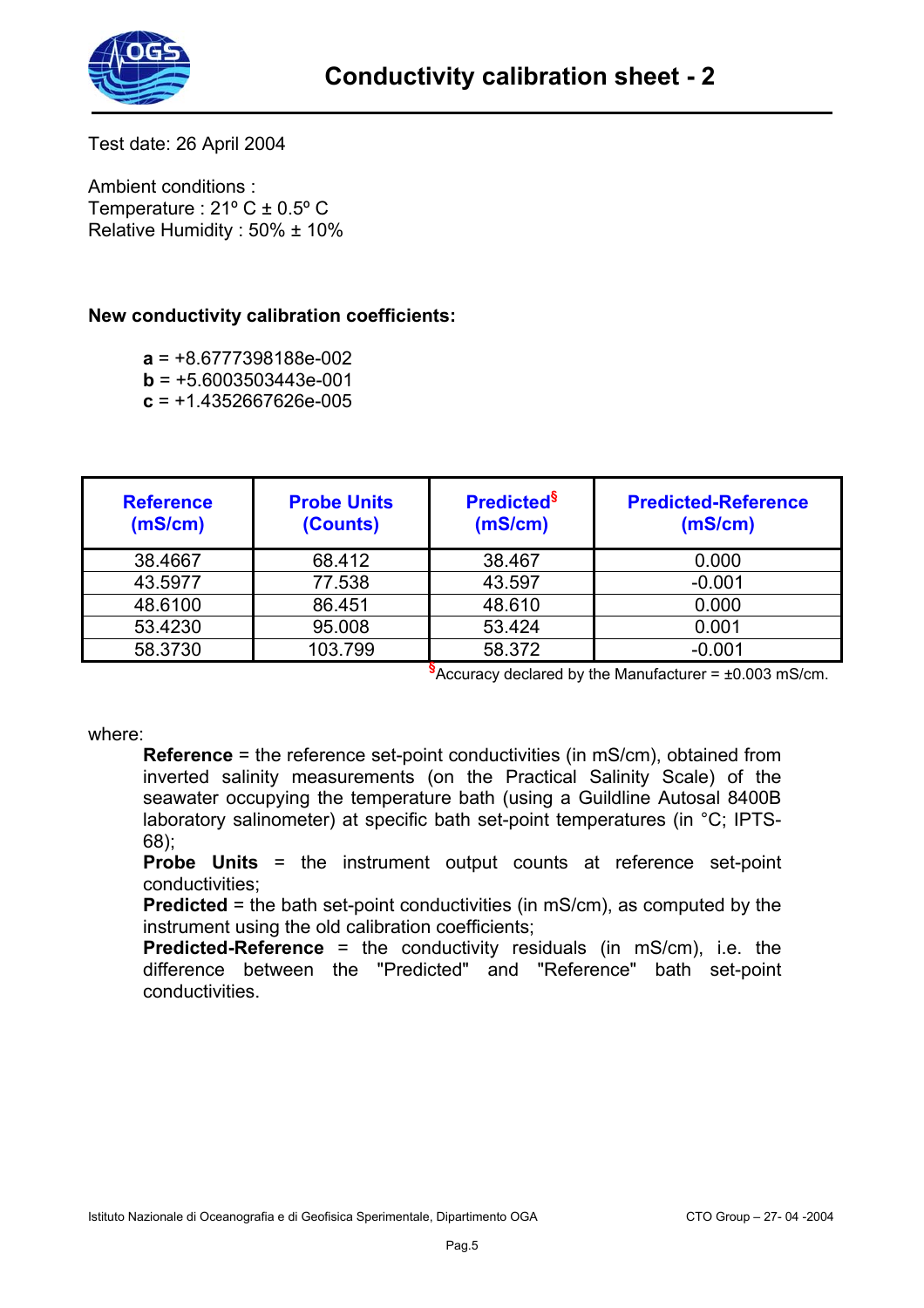# Conductivity calibration sheet - 2

Test date: 26 April 2004

Ambient conditions :
Temperature : 21º C ± 0.5º C
Relative Humidity : 50% ± 10%

**New conductivity calibration coefficients:**

**a** = +8.6777398188e-002
**b** = +5.6003503443e-001
**c** = +1.4352667626e-005

| Reference (mS/cm) | Probe Units (Counts) | Predicted[§] (mS/cm) | Predicted-Reference (mS/cm) |
|---|---|---|---|
| 38.4667 | 68.412 | 38.467 | 0.000 |
| 43.5977 | 77.538 | 43.597 | -0.001 |
| 48.6100 | 86.451 | 48.610 | 0.000 |
| 53.4230 | 95.008 | 53.424 | 0.001 |
| 58.3730 | 103.799 | 58.372 | -0.001 |

[§]Accuracy declared by the Manufacturer = ±0.003 mS/cm.

where:

**Reference** = the reference set-point conductivities (in mS/cm), obtained from inverted salinity measurements (on the Practical Salinity Scale) of the seawater occupying the temperature bath (using a Guildline Autosal 8400B laboratory salinometer) at specific bath set-point temperatures (in °C; IPTS-68);
**Probe Units** = the instrument output counts at reference set-point conductivities;
**Predicted** = the bath set-point conductivities (in mS/cm), as computed by the instrument using the old calibration coefficients;
**Predicted-Reference** = the conductivity residuals (in mS/cm), i.e. the difference between the "Predicted" and "Reference" bath set-point conductivities.

Istituto Nazionale di Oceanografia e di Geofisica Sperimentale, Dipartimento OGA    CTO Group – 27- 04 -2004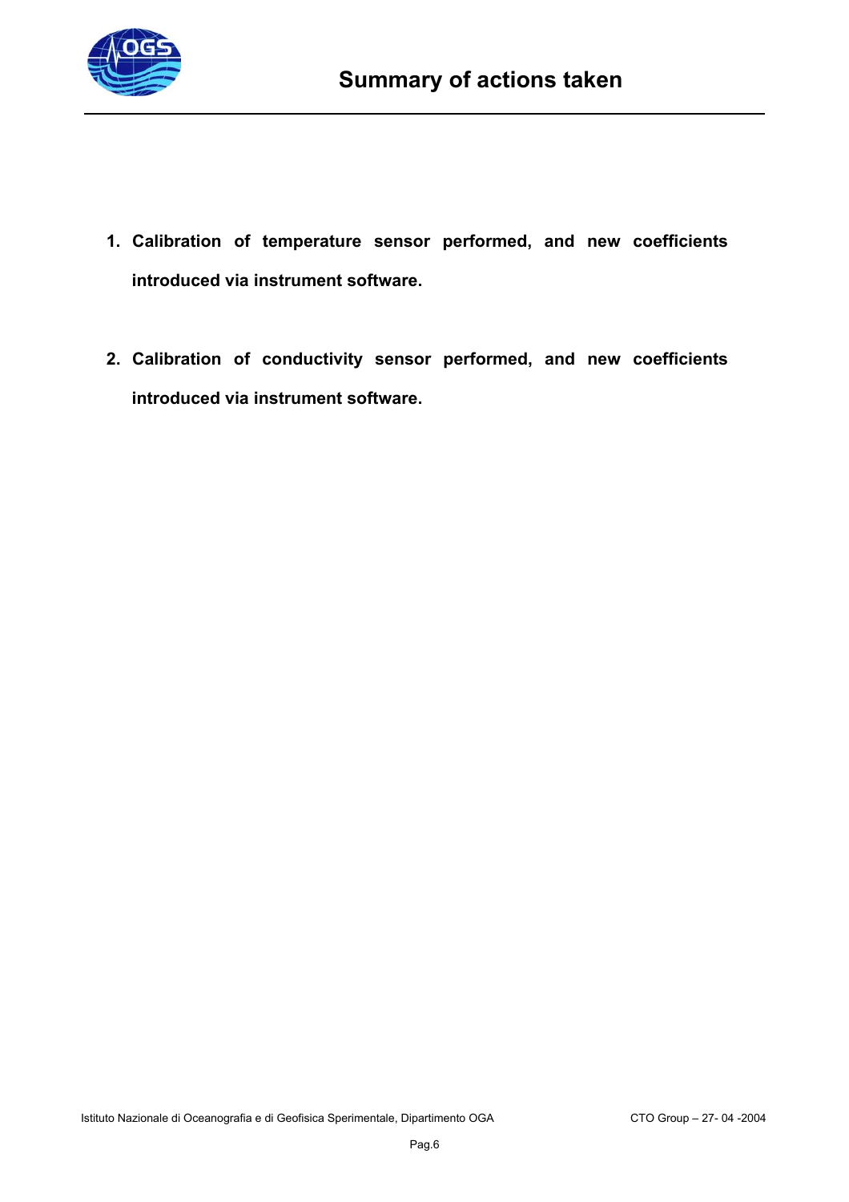# Summary of actions taken

1. **Calibration of temperature sensor performed, and new coefficients introduced via instrument software.**

2. **Calibration of conductivity sensor performed, and new coefficients introduced via instrument software.**